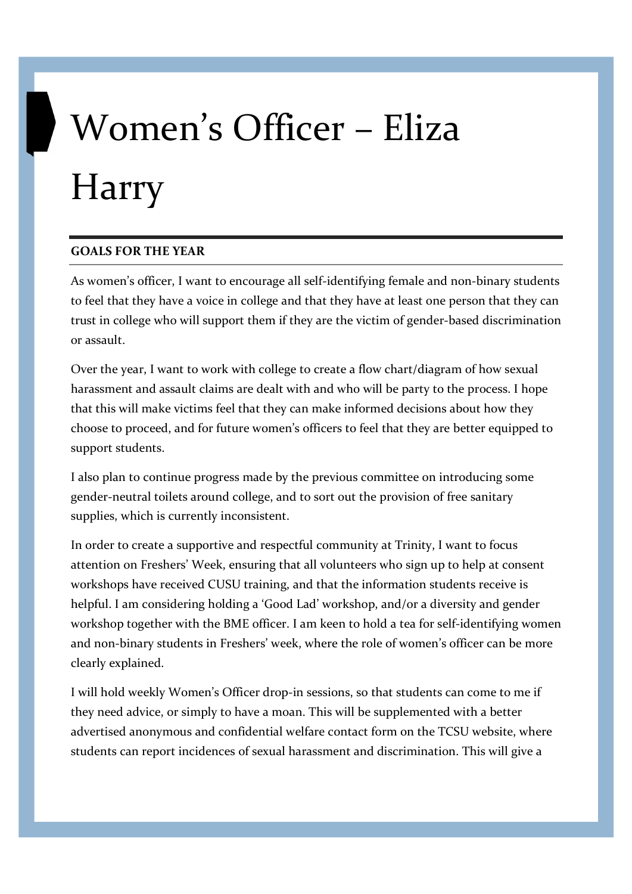# Women's Officer – Eliza Harry

## GOALS FOR THE YEAR

As women's officer, I want to encourage all self-identifying female and non-binary students to feel that they have a voice in college and that they have at least one person that they can trust in college who will support them if they are the victim of gender-based discrimination or assault.

Over the year, I want to work with college to create a flow chart/diagram of how sexual harassment and assault claims are dealt with and who will be party to the process. I hope that this will make victims feel that they can make informed decisions about how they choose to proceed, and for future women's officers to feel that they are better equipped to support students.

I also plan to continue progress made by the previous committee on introducing some gender-neutral toilets around college, and to sort out the provision of free sanitary supplies, which is currently inconsistent.

In order to create a supportive and respectful community at Trinity, I want to focus attention on Freshers' Week, ensuring that all volunteers who sign up to help at consent workshops have received CUSU training, and that the information students receive is helpful. I am considering holding a 'Good Lad' workshop, and/or a diversity and gender workshop together with the BME officer. I am keen to hold a tea for self-identifying women and non-binary students in Freshers' week, where the role of women's officer can be more clearly explained.

I will hold weekly Women's Officer drop-in sessions, so that students can come to me if they need advice, or simply to have a moan. This will be supplemented with a better advertised anonymous and confidential welfare contact form on the TCSU website, where students can report incidences of sexual harassment and discrimination. This will give a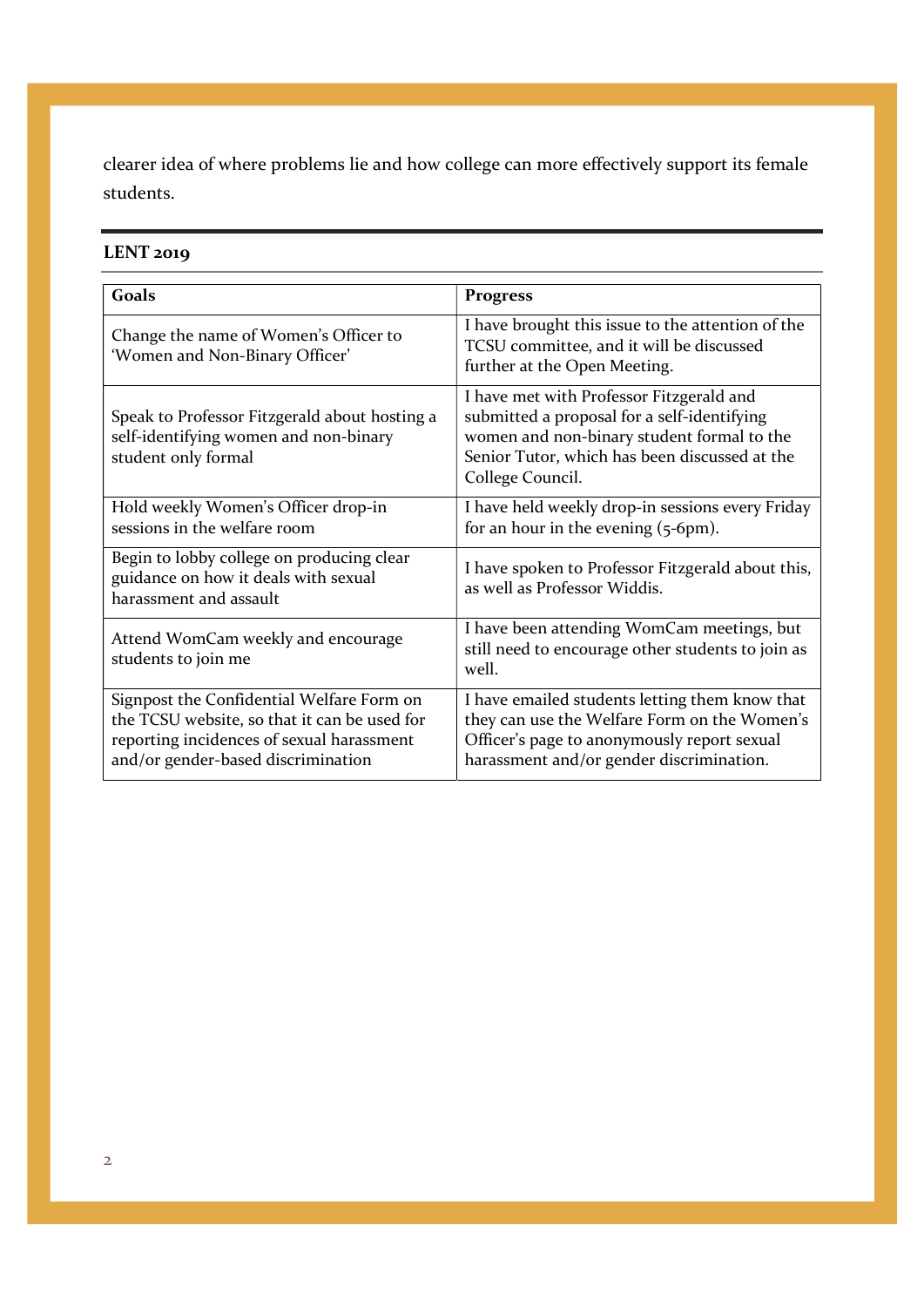clearer idea of where problems lie and how college can more effectively support its female students.

## LENT 2019

| Goals | Progress |
|---|---|
| Change the name of Women's Officer to 'Women and Non-Binary Officer' | I have brought this issue to the attention of the TCSU committee, and it will be discussed further at the Open Meeting. |
| Speak to Professor Fitzgerald about hosting a self-identifying women and non-binary student only formal | I have met with Professor Fitzgerald and submitted a proposal for a self-identifying women and non-binary student formal to the Senior Tutor, which has been discussed at the College Council. |
| Hold weekly Women's Officer drop-in sessions in the welfare room | I have held weekly drop-in sessions every Friday for an hour in the evening (5-6pm). |
| Begin to lobby college on producing clear guidance on how it deals with sexual harassment and assault | I have spoken to Professor Fitzgerald about this, as well as Professor Widdis. |
| Attend WomCam weekly and encourage students to join me | I have been attending WomCam meetings, but still need to encourage other students to join as well. |
| Signpost the Confidential Welfare Form on the TCSU website, so that it can be used for reporting incidences of sexual harassment and/or gender-based discrimination | I have emailed students letting them know that they can use the Welfare Form on the Women's Officer's page to anonymously report sexual harassment and/or gender discrimination. |